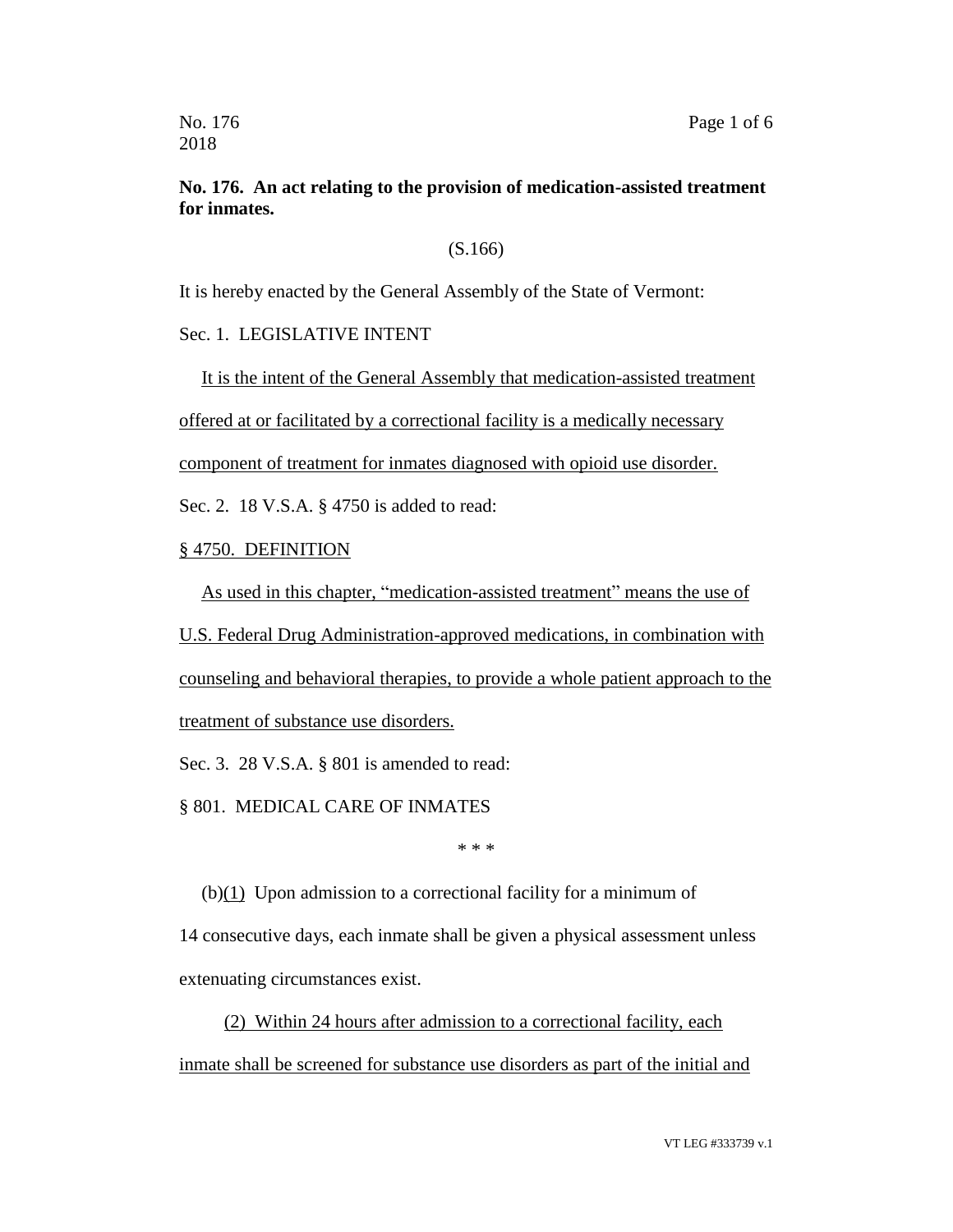No. 176
2018

**No. 176. An act relating to the provision of medication-assisted treatment for inmates.**

(S.166)

It is hereby enacted by the General Assembly of the State of Vermont:

Sec. 1. LEGISLATIVE INTENT

<u>It is the intent of the General Assembly that medication-assisted treatment offered at or facilitated by a correctional facility is a medically necessary component of treatment for inmates diagnosed with opioid use disorder.</u>

Sec. 2. 18 V.S.A. § 4750 is added to read:

<u>§ 4750. DEFINITION</u>

<u>As used in this chapter, "medication-assisted treatment" means the use of U.S. Federal Drug Administration-approved medications, in combination with counseling and behavioral therapies, to provide a whole patient approach to the treatment of substance use disorders.</u>

Sec. 3. 28 V.S.A. § 801 is amended to read:

§ 801. MEDICAL CARE OF INMATES

\* \* \*

(b)<u>(1)</u> Upon admission to a correctional facility for a minimum of 14 consecutive days, each inmate shall be given a physical assessment unless extenuating circumstances exist.

<u>(2) Within 24 hours after admission to a correctional facility, each inmate shall be screened for substance use disorders as part of the initial and</u>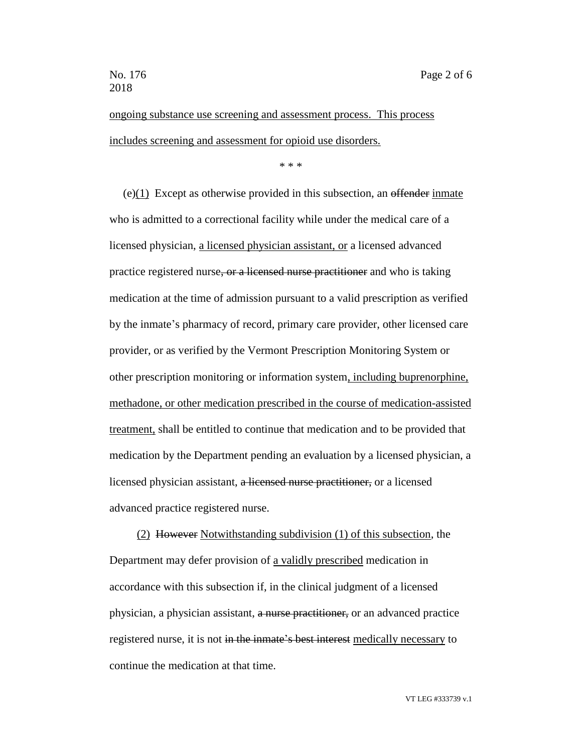<u>ongoing substance use screening and assessment process. This process includes screening and assessment for opioid use disorders.</u>

\* \* \*

(e)<u>(1)</u> Except as otherwise provided in this subsection, an ~~offender~~ <u>inmate</u> who is admitted to a correctional facility while under the medical care of a licensed physician, <u>a licensed physician assistant, or</u> a licensed advanced practice registered nurse~~, or a licensed nurse practitioner~~ and who is taking medication at the time of admission pursuant to a valid prescription as verified by the inmate's pharmacy of record, primary care provider, other licensed care provider, or as verified by the Vermont Prescription Monitoring System or other prescription monitoring or information system<u>, including buprenorphine, methadone, or other medication prescribed in the course of medication-assisted treatment,</u> shall be entitled to continue that medication and to be provided that medication by the Department pending an evaluation by a licensed physician, a licensed physician assistant, ~~a licensed nurse practitioner,~~ or a licensed advanced practice registered nurse.

<u>(2)</u> ~~However~~ <u>Notwithstanding subdivision (1) of this subsection</u>, the Department may defer provision of <u>a validly prescribed</u> medication in accordance with this subsection if, in the clinical judgment of a licensed physician, a physician assistant, ~~a nurse practitioner,~~ or an advanced practice registered nurse, it is not ~~in the inmate's best interest~~ <u>medically necessary</u> to continue the medication at that time.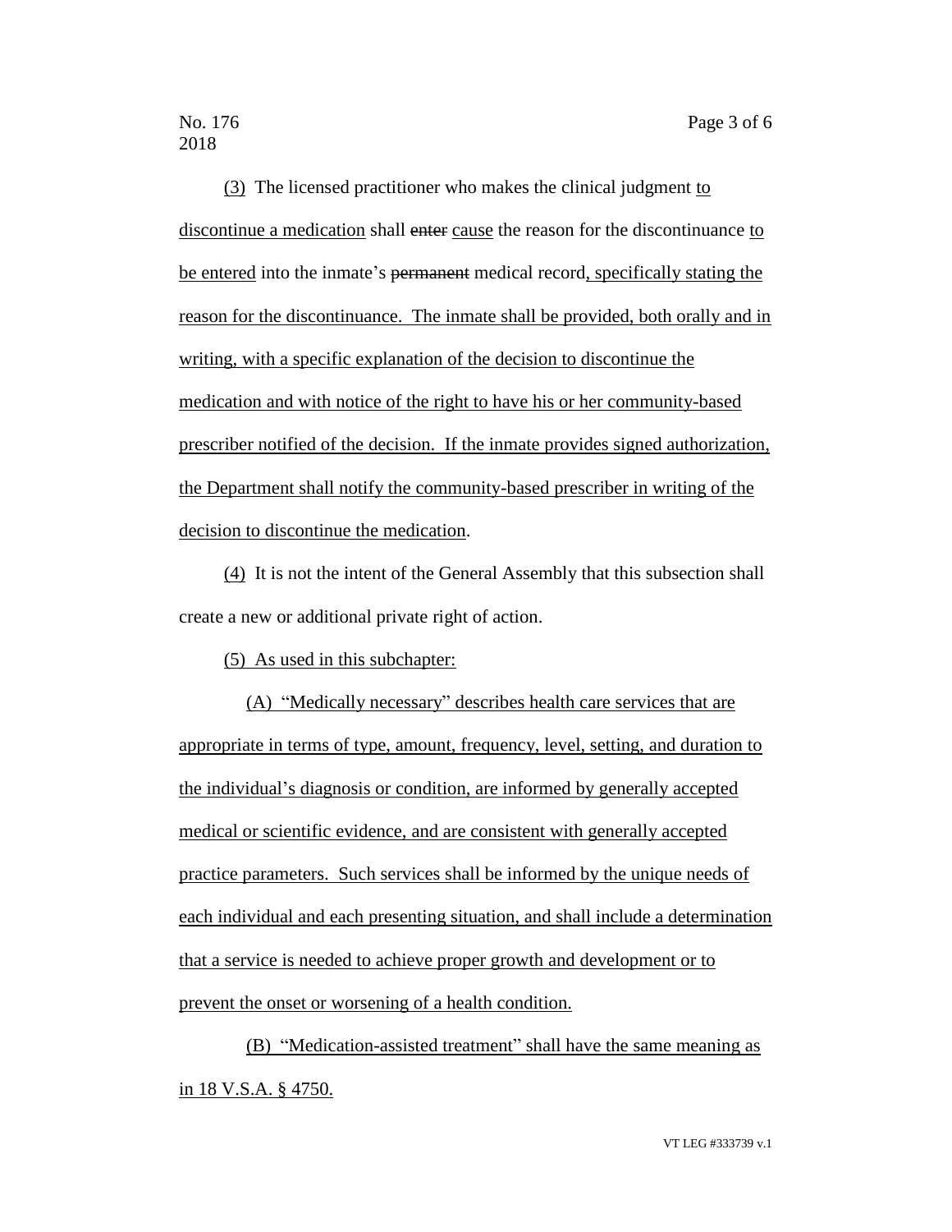(3) The licensed practitioner who makes the clinical judgment to discontinue a medication shall ~~enter~~ cause the reason for the discontinuance to be entered into the inmate's ~~permanent~~ medical record, specifically stating the reason for the discontinuance. The inmate shall be provided, both orally and in writing, with a specific explanation of the decision to discontinue the medication and with notice of the right to have his or her community-based prescriber notified of the decision. If the inmate provides signed authorization, the Department shall notify the community-based prescriber in writing of the decision to discontinue the medication.

(4) It is not the intent of the General Assembly that this subsection shall create a new or additional private right of action.

(5) As used in this subchapter:

(A) "Medically necessary" describes health care services that are appropriate in terms of type, amount, frequency, level, setting, and duration to the individual's diagnosis or condition, are informed by generally accepted medical or scientific evidence, and are consistent with generally accepted practice parameters. Such services shall be informed by the unique needs of each individual and each presenting situation, and shall include a determination that a service is needed to achieve proper growth and development or to prevent the onset or worsening of a health condition.

(B) "Medication-assisted treatment" shall have the same meaning as in 18 V.S.A. § 4750.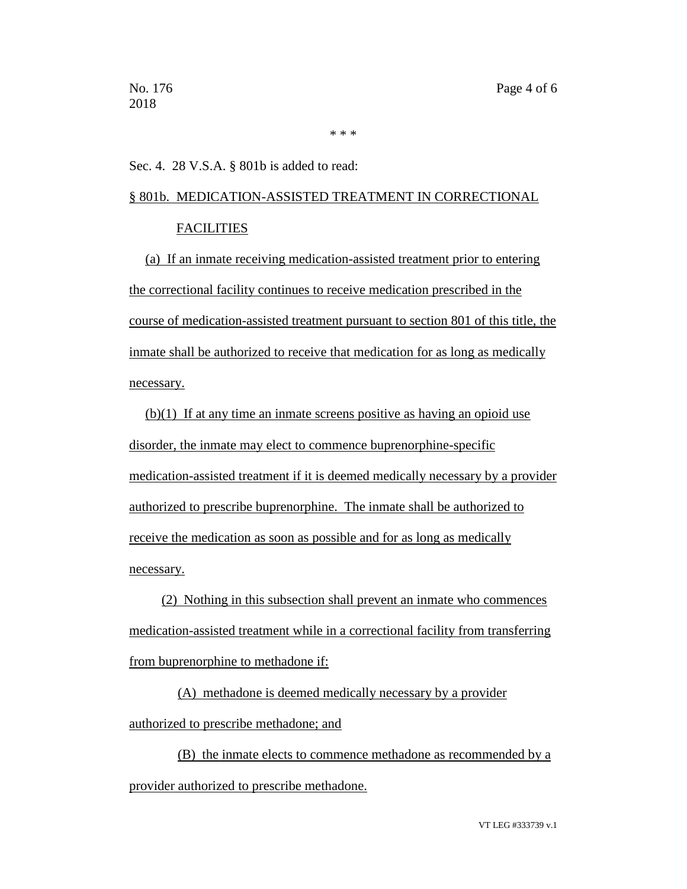\* \* \*

Sec. 4. 28 V.S.A. § 801b is added to read:

§ 801b. MEDICATION-ASSISTED TREATMENT IN CORRECTIONAL FACILITIES

(a) If an inmate receiving medication-assisted treatment prior to entering the correctional facility continues to receive medication prescribed in the course of medication-assisted treatment pursuant to section 801 of this title, the inmate shall be authorized to receive that medication for as long as medically necessary.

(b)(1) If at any time an inmate screens positive as having an opioid use disorder, the inmate may elect to commence buprenorphine-specific medication-assisted treatment if it is deemed medically necessary by a provider authorized to prescribe buprenorphine. The inmate shall be authorized to receive the medication as soon as possible and for as long as medically necessary.

(2) Nothing in this subsection shall prevent an inmate who commences medication-assisted treatment while in a correctional facility from transferring from buprenorphine to methadone if:

(A) methadone is deemed medically necessary by a provider authorized to prescribe methadone; and

(B) the inmate elects to commence methadone as recommended by a provider authorized to prescribe methadone.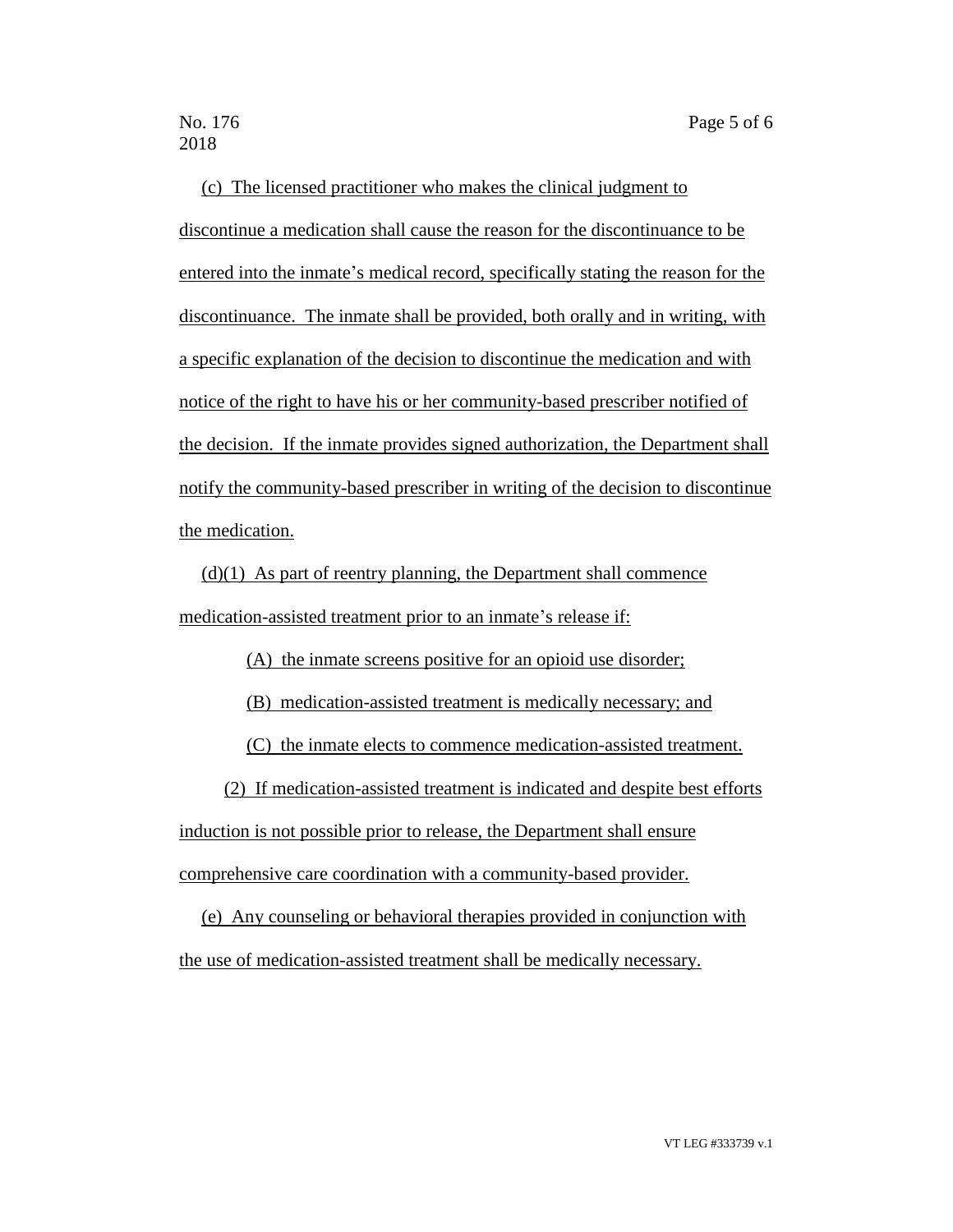(c) The licensed practitioner who makes the clinical judgment to discontinue a medication shall cause the reason for the discontinuance to be entered into the inmate's medical record, specifically stating the reason for the discontinuance. The inmate shall be provided, both orally and in writing, with a specific explanation of the decision to discontinue the medication and with notice of the right to have his or her community-based prescriber notified of the decision. If the inmate provides signed authorization, the Department shall notify the community-based prescriber in writing of the decision to discontinue the medication.

(d)(1) As part of reentry planning, the Department shall commence medication-assisted treatment prior to an inmate's release if:

(A) the inmate screens positive for an opioid use disorder;

(B) medication-assisted treatment is medically necessary; and

(C) the inmate elects to commence medication-assisted treatment.

(2) If medication-assisted treatment is indicated and despite best efforts induction is not possible prior to release, the Department shall ensure comprehensive care coordination with a community-based provider.

(e) Any counseling or behavioral therapies provided in conjunction with the use of medication-assisted treatment shall be medically necessary.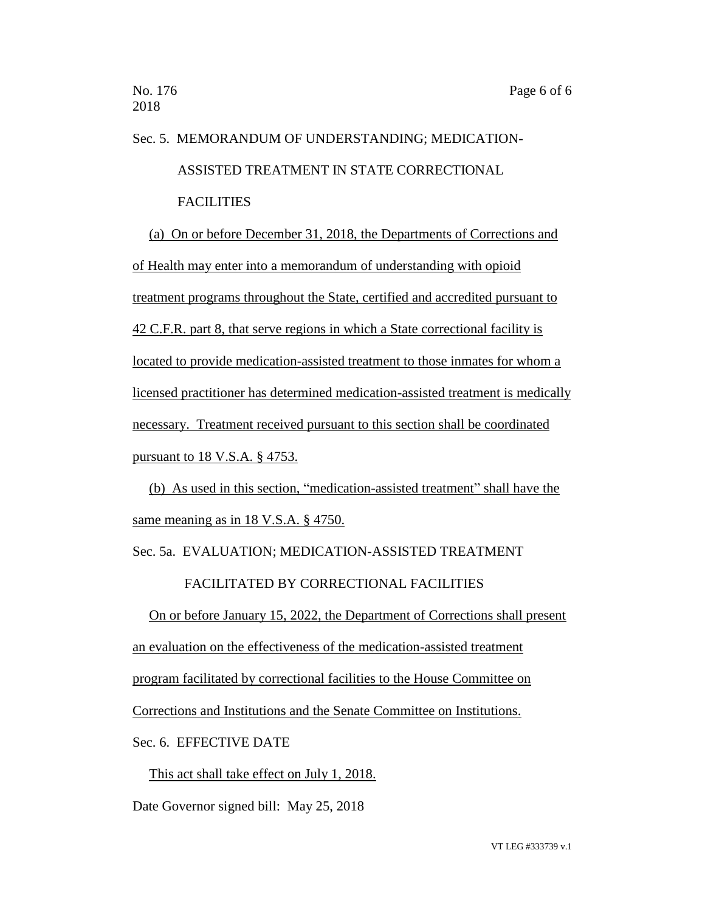Sec. 5. MEMORANDUM OF UNDERSTANDING; MEDICATION-ASSISTED TREATMENT IN STATE CORRECTIONAL FACILITIES

(a) On or before December 31, 2018, the Departments of Corrections and of Health may enter into a memorandum of understanding with opioid treatment programs throughout the State, certified and accredited pursuant to 42 C.F.R. part 8, that serve regions in which a State correctional facility is located to provide medication-assisted treatment to those inmates for whom a licensed practitioner has determined medication-assisted treatment is medically necessary. Treatment received pursuant to this section shall be coordinated pursuant to 18 V.S.A. § 4753.

(b) As used in this section, "medication-assisted treatment" shall have the same meaning as in 18 V.S.A. § 4750.

Sec. 5a. EVALUATION; MEDICATION-ASSISTED TREATMENT FACILITATED BY CORRECTIONAL FACILITIES

On or before January 15, 2022, the Department of Corrections shall present an evaluation on the effectiveness of the medication-assisted treatment program facilitated by correctional facilities to the House Committee on Corrections and Institutions and the Senate Committee on Institutions.

Sec. 6. EFFECTIVE DATE

This act shall take effect on July 1, 2018.

Date Governor signed bill: May 25, 2018